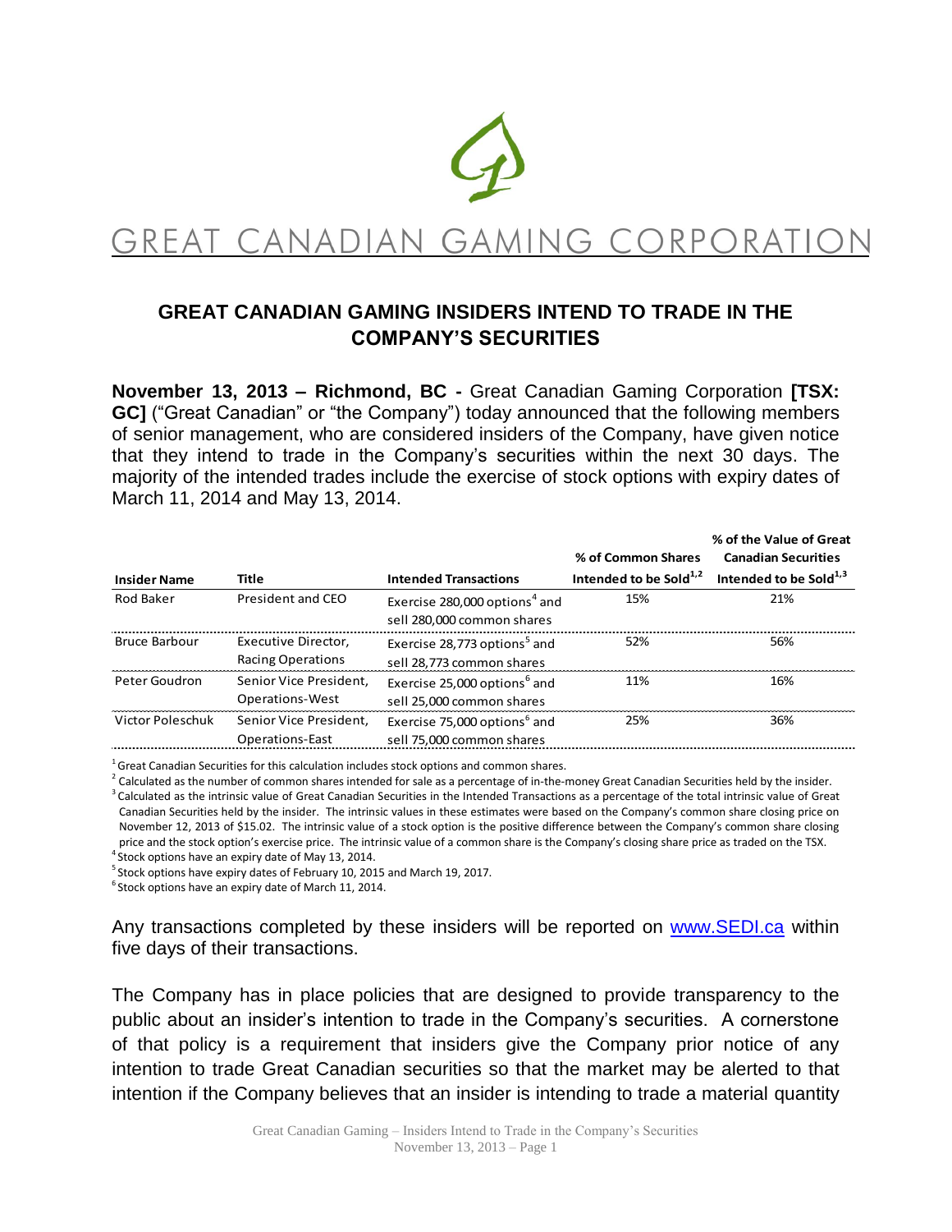GREAT CANADIAN GAMING CORPORATION

## GREAT CANADIAN GAMING INSIDERS INTEND TO TRADE IN THE COMPANY'S SECURITIES

**November 13, 2013 – Richmond, BC -** Great Canadian Gaming Corporation **[TSX: GC]** ("Great Canadian" or "the Company") today announced that the following members of senior management, who are considered insiders of the Company, have given notice that they intend to trade in the Company's securities within the next 30 days. The majority of the intended trades include the exercise of stock options with expiry dates of March 11, 2014 and May 13, 2014.

| Insider Name | Title | Intended Transactions | % of Common Shares Intended to be Sold[1,2] | % of the Value of Great Canadian Securities Intended to be Sold[1,3] |
|---|---|---|---|---|
| Rod Baker | President and CEO | Exercise 280,000 options[4] and sell 280,000 common shares | 15% | 21% |
| Bruce Barbour | Executive Director, Racing Operations | Exercise 28,773 options[5] and sell 28,773 common shares | 52% | 56% |
| Peter Goudron | Senior Vice President, Operations-West | Exercise 25,000 options[6] and sell 25,000 common shares | 11% | 16% |
| Victor Poleschuk | Senior Vice President, Operations-East | Exercise 75,000 options[6] and sell 75,000 common shares | 25% | 36% |

[1] Great Canadian Securities for this calculation includes stock options and common shares.
[2] Calculated as the number of common shares intended for sale as a percentage of in-the-money Great Canadian Securities held by the insider.
[3] Calculated as the intrinsic value of Great Canadian Securities in the Intended Transactions as a percentage of the total intrinsic value of Great Canadian Securities held by the insider. The intrinsic values in these estimates were based on the Company's common share closing price on November 12, 2013 of $15.02. The intrinsic value of a stock option is the positive difference between the Company's common share closing price and the stock option's exercise price. The intrinsic value of a common share is the Company's closing share price as traded on the TSX.
[4] Stock options have an expiry date of May 13, 2014.
[5] Stock options have expiry dates of February 10, 2015 and March 19, 2017.
[6] Stock options have an expiry date of March 11, 2014.

Any transactions completed by these insiders will be reported on www.SEDI.ca within five days of their transactions.

The Company has in place policies that are designed to provide transparency to the public about an insider's intention to trade in the Company's securities. A cornerstone of that policy is a requirement that insiders give the Company prior notice of any intention to trade Great Canadian securities so that the market may be alerted to that intention if the Company believes that an insider is intending to trade a material quantity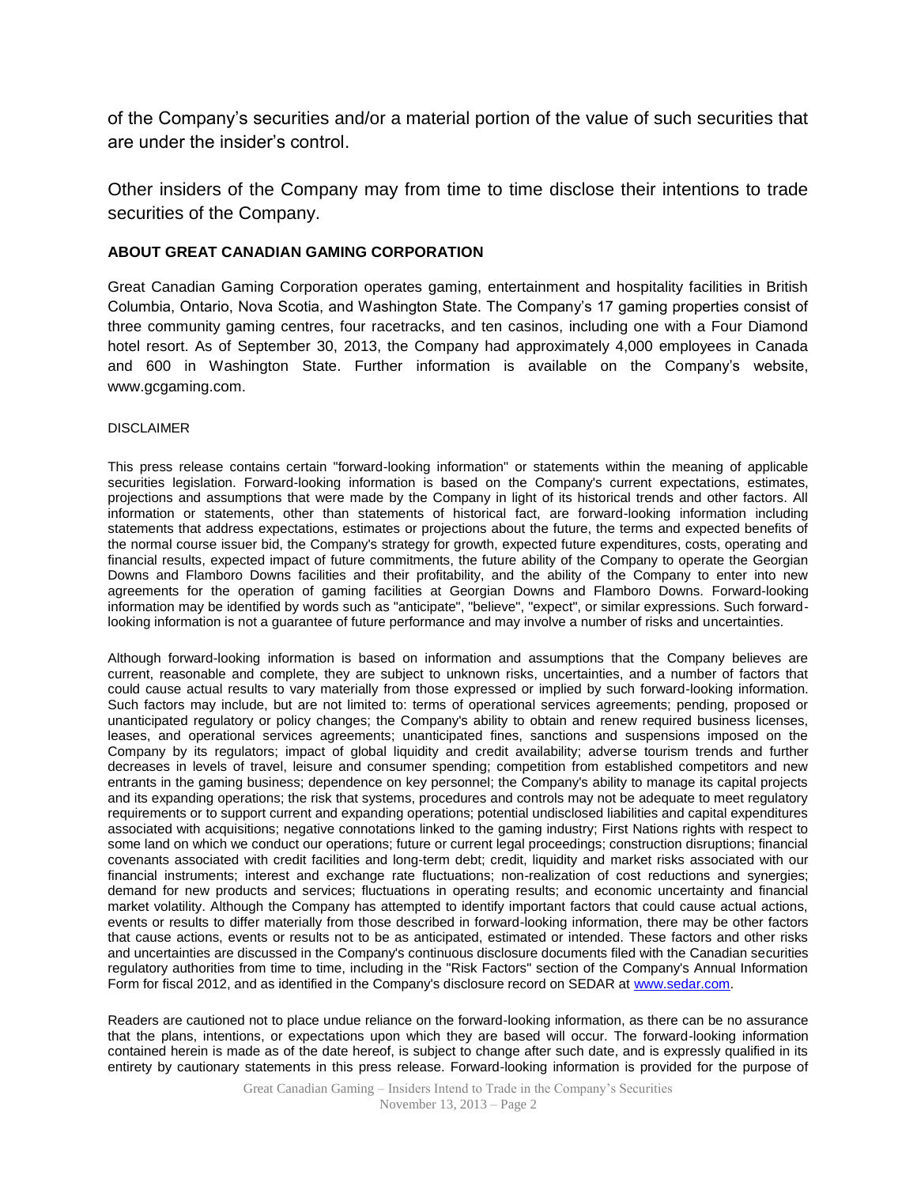of the Company's securities and/or a material portion of the value of such securities that are under the insider's control.

Other insiders of the Company may from time to time disclose their intentions to trade securities of the Company.

## ABOUT GREAT CANADIAN GAMING CORPORATION

Great Canadian Gaming Corporation operates gaming, entertainment and hospitality facilities in British Columbia, Ontario, Nova Scotia, and Washington State. The Company's 17 gaming properties consist of three community gaming centres, four racetracks, and ten casinos, including one with a Four Diamond hotel resort. As of September 30, 2013, the Company had approximately 4,000 employees in Canada and 600 in Washington State. Further information is available on the Company's website, www.gcgaming.com.

DISCLAIMER

This press release contains certain "forward-looking information" or statements within the meaning of applicable securities legislation. Forward-looking information is based on the Company's current expectations, estimates, projections and assumptions that were made by the Company in light of its historical trends and other factors. All information or statements, other than statements of historical fact, are forward-looking information including statements that address expectations, estimates or projections about the future, the terms and expected benefits of the normal course issuer bid, the Company's strategy for growth, expected future expenditures, costs, operating and financial results, expected impact of future commitments, the future ability of the Company to operate the Georgian Downs and Flamboro Downs facilities and their profitability, and the ability of the Company to enter into new agreements for the operation of gaming facilities at Georgian Downs and Flamboro Downs. Forward-looking information may be identified by words such as "anticipate", "believe", "expect", or similar expressions. Such forward-looking information is not a guarantee of future performance and may involve a number of risks and uncertainties.

Although forward-looking information is based on information and assumptions that the Company believes are current, reasonable and complete, they are subject to unknown risks, uncertainties, and a number of factors that could cause actual results to vary materially from those expressed or implied by such forward-looking information. Such factors may include, but are not limited to: terms of operational services agreements; pending, proposed or unanticipated regulatory or policy changes; the Company's ability to obtain and renew required business licenses, leases, and operational services agreements; unanticipated fines, sanctions and suspensions imposed on the Company by its regulators; impact of global liquidity and credit availability; adverse tourism trends and further decreases in levels of travel, leisure and consumer spending; competition from established competitors and new entrants in the gaming business; dependence on key personnel; the Company's ability to manage its capital projects and its expanding operations; the risk that systems, procedures and controls may not be adequate to meet regulatory requirements or to support current and expanding operations; potential undisclosed liabilities and capital expenditures associated with acquisitions; negative connotations linked to the gaming industry; First Nations rights with respect to some land on which we conduct our operations; future or current legal proceedings; construction disruptions; financial covenants associated with credit facilities and long-term debt; credit, liquidity and market risks associated with our financial instruments; interest and exchange rate fluctuations; non-realization of cost reductions and synergies; demand for new products and services; fluctuations in operating results; and economic uncertainty and financial market volatility. Although the Company has attempted to identify important factors that could cause actual actions, events or results to differ materially from those described in forward-looking information, there may be other factors that cause actions, events or results not to be as anticipated, estimated or intended. These factors and other risks and uncertainties are discussed in the Company's continuous disclosure documents filed with the Canadian securities regulatory authorities from time to time, including in the "Risk Factors" section of the Company's Annual Information Form for fiscal 2012, and as identified in the Company's disclosure record on SEDAR at www.sedar.com.

Readers are cautioned not to place undue reliance on the forward-looking information, as there can be no assurance that the plans, intentions, or expectations upon which they are based will occur. The forward-looking information contained herein is made as of the date hereof, is subject to change after such date, and is expressly qualified in its entirety by cautionary statements in this press release. Forward-looking information is provided for the purpose of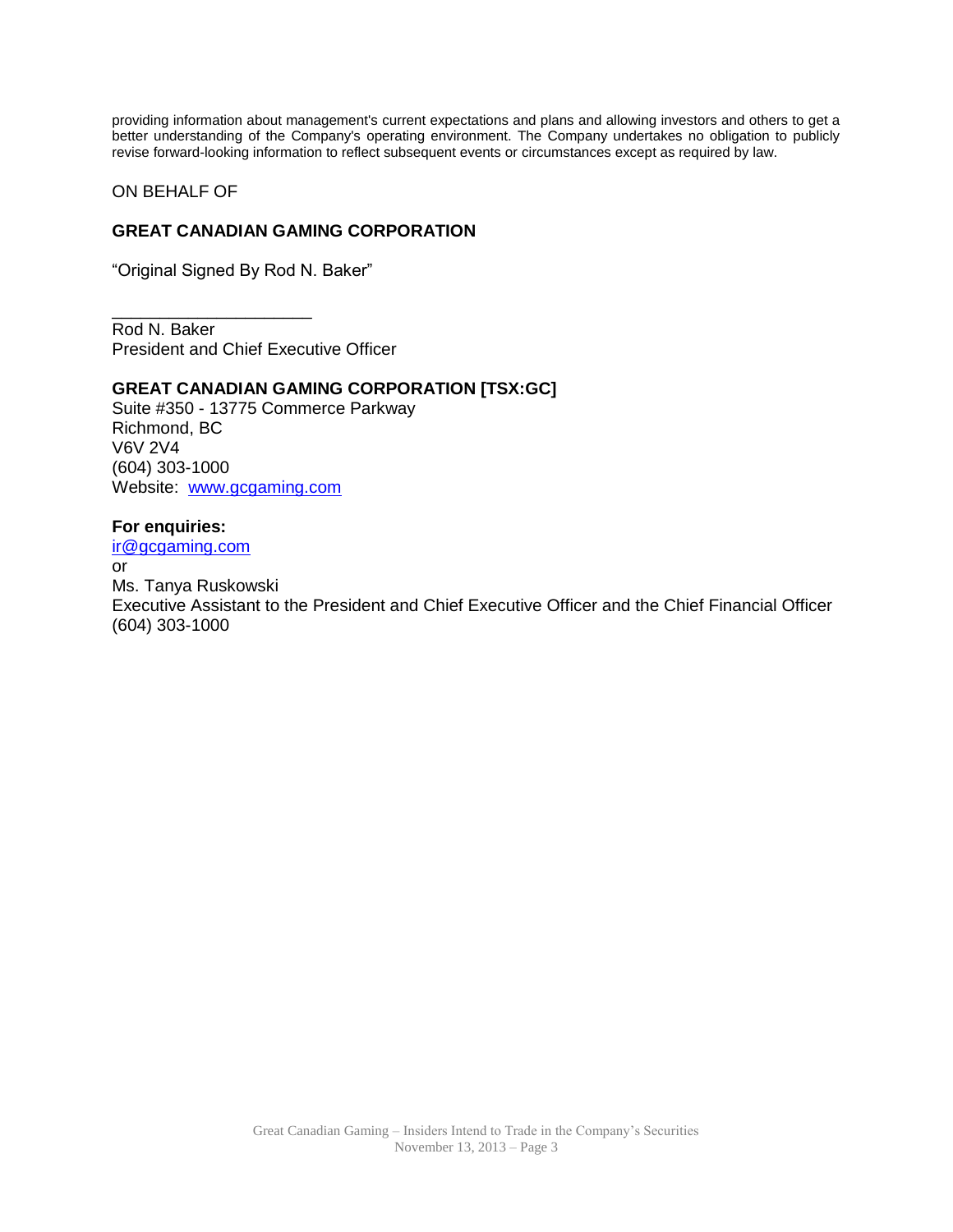providing information about management's current expectations and plans and allowing investors and others to get a better understanding of the Company's operating environment. The Company undertakes no obligation to publicly revise forward-looking information to reflect subsequent events or circumstances except as required by law.

ON BEHALF OF

**GREAT CANADIAN GAMING CORPORATION**

"Original Signed By Rod N. Baker"

_____________________

Rod N. Baker
President and Chief Executive Officer

**GREAT CANADIAN GAMING CORPORATION [TSX:GC]**
Suite #350 - 13775 Commerce Parkway
Richmond, BC
V6V 2V4
(604) 303-1000
Website: www.gcgaming.com

**For enquiries:**
ir@gcgaming.com
or
Ms. Tanya Ruskowski
Executive Assistant to the President and Chief Executive Officer and the Chief Financial Officer
(604) 303-1000